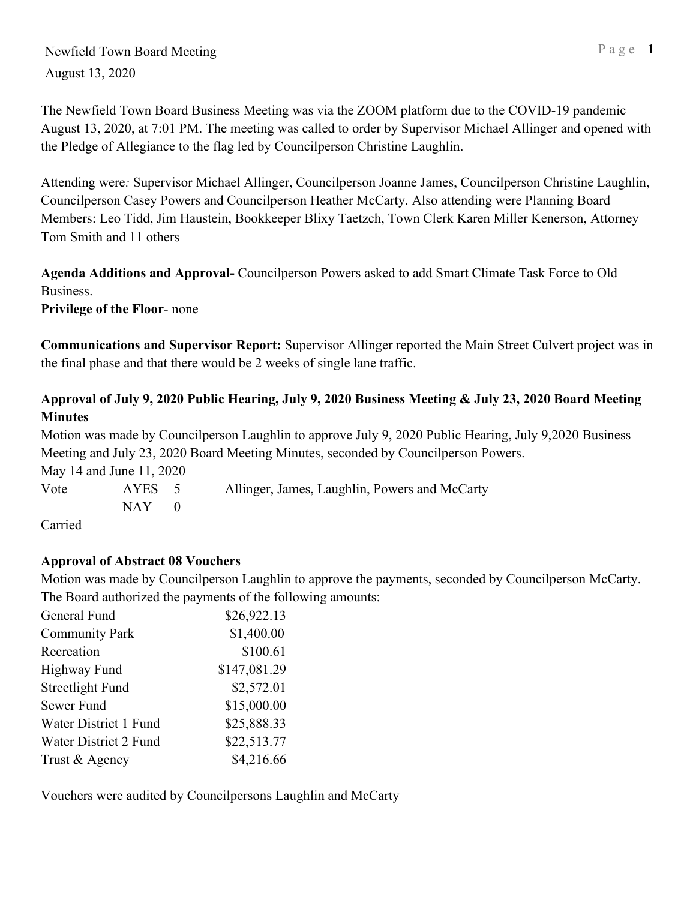August 13, 2020

The Newfield Town Board Business Meeting was via the ZOOM platform due to the COVID-19 pandemic August 13, 2020, at 7:01 PM. The meeting was called to order by Supervisor Michael Allinger and opened with the Pledge of Allegiance to the flag led by Councilperson Christine Laughlin.

Attending were*:* Supervisor Michael Allinger, Councilperson Joanne James, Councilperson Christine Laughlin, Councilperson Casey Powers and Councilperson Heather McCarty. Also attending were Planning Board Members: Leo Tidd, Jim Haustein, Bookkeeper Blixy Taetzch, Town Clerk Karen Miller Kenerson, Attorney Tom Smith and 11 others

**Agenda Additions and Approval-** Councilperson Powers asked to add Smart Climate Task Force to Old Business.

**Privilege of the Floor**- none

**Communications and Supervisor Report:** Supervisor Allinger reported the Main Street Culvert project was in the final phase and that there would be 2 weeks of single lane traffic.

**Approval of July 9, 2020 Public Hearing, July 9, 2020 Business Meeting & July 23, 2020 Board Meeting Minutes**

Motion was made by Councilperson Laughlin to approve July 9, 2020 Public Hearing, July 9,2020 Business Meeting and July 23, 2020 Board Meeting Minutes, seconded by Councilperson Powers.

May 14 and June 11, 2020

| | | | |
|---|---|---|---|
| Vote | AYES | 5 | Allinger, James, Laughlin, Powers and McCarty |
| | NAY | 0 | |

Carried

**Approval of Abstract 08 Vouchers**

Motion was made by Councilperson Laughlin to approve the payments, seconded by Councilperson McCarty. The Board authorized the payments of the following amounts:

| | |
|---|---|
| General Fund | $26,922.13 |
| Community Park | $1,400.00 |
| Recreation | $100.61 |
| Highway Fund | $147,081.29 |
| Streetlight Fund | $2,572.01 |
| Sewer Fund | $15,000.00 |
| Water District 1 Fund | $25,888.33 |
| Water District 2 Fund | $22,513.77 |
| Trust & Agency | $4,216.66 |

Vouchers were audited by Councilpersons Laughlin and McCarty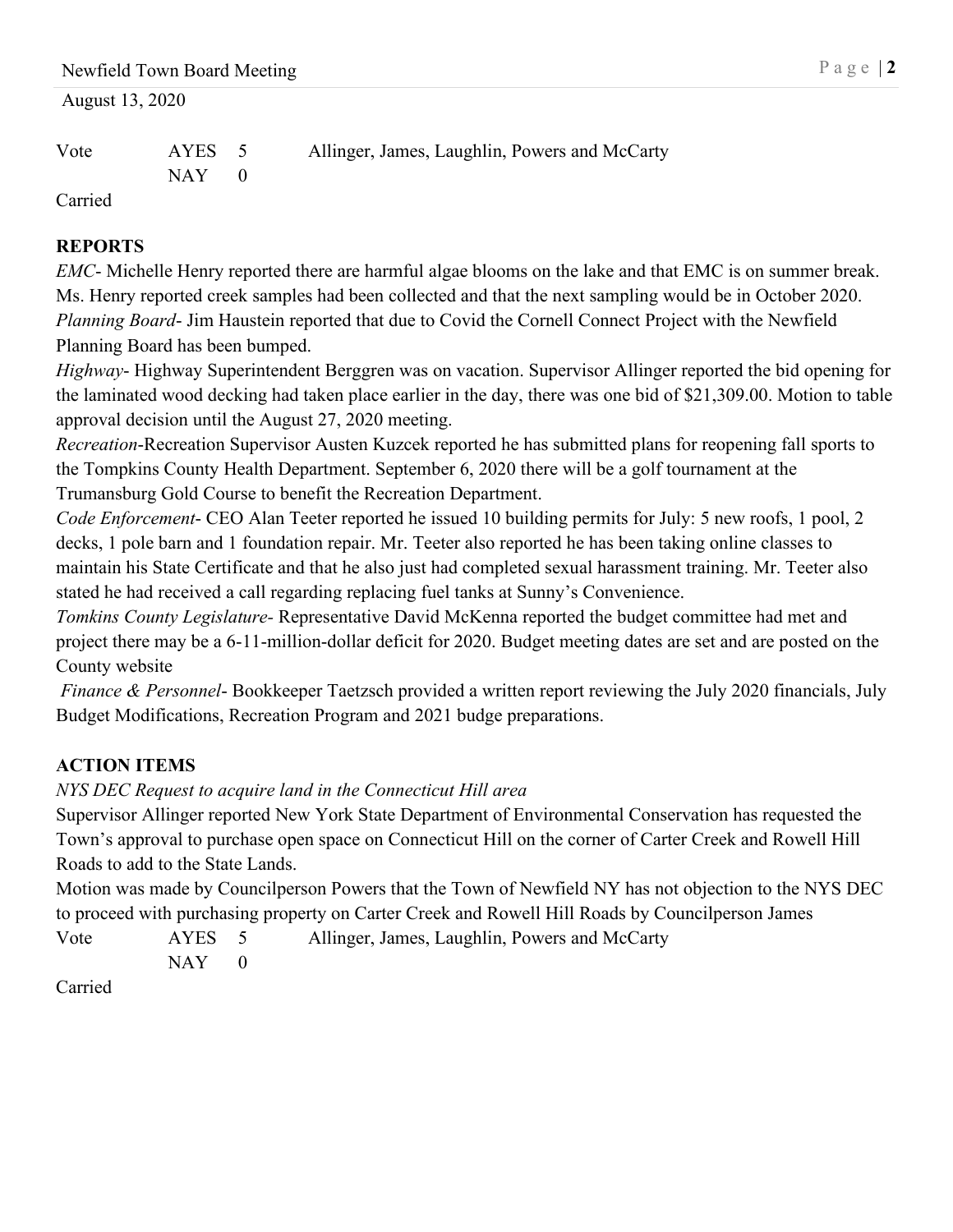Vote AYES 5 Allinger, James, Laughlin, Powers and McCarty
NAY 0

Carried

**REPORTS**

*EMC*- Michelle Henry reported there are harmful algae blooms on the lake and that EMC is on summer break. Ms. Henry reported creek samples had been collected and that the next sampling would be in October 2020.

*Planning Board*- Jim Haustein reported that due to Covid the Cornell Connect Project with the Newfield Planning Board has been bumped.

*Highway*- Highway Superintendent Berggren was on vacation. Supervisor Allinger reported the bid opening for the laminated wood decking had taken place earlier in the day, there was one bid of $21,309.00. Motion to table approval decision until the August 27, 2020 meeting.

*Recreation*-Recreation Supervisor Austen Kuzcek reported he has submitted plans for reopening fall sports to the Tompkins County Health Department. September 6, 2020 there will be a golf tournament at the Trumansburg Gold Course to benefit the Recreation Department.

*Code Enforcement*- CEO Alan Teeter reported he issued 10 building permits for July: 5 new roofs, 1 pool, 2 decks, 1 pole barn and 1 foundation repair. Mr. Teeter also reported he has been taking online classes to maintain his State Certificate and that he also just had completed sexual harassment training. Mr. Teeter also stated he had received a call regarding replacing fuel tanks at Sunny's Convenience.

*Tomkins County Legislature*- Representative David McKenna reported the budget committee had met and project there may be a 6-11-million-dollar deficit for 2020. Budget meeting dates are set and are posted on the County website

*Finance & Personnel*- Bookkeeper Taetzsch provided a written report reviewing the July 2020 financials, July Budget Modifications, Recreation Program and 2021 budge preparations.

**ACTION ITEMS**

*NYS DEC Request to acquire land in the Connecticut Hill area*

Supervisor Allinger reported New York State Department of Environmental Conservation has requested the Town's approval to purchase open space on Connecticut Hill on the corner of Carter Creek and Rowell Hill Roads to add to the State Lands.

Motion was made by Councilperson Powers that the Town of Newfield NY has not objection to the NYS DEC to proceed with purchasing property on Carter Creek and Rowell Hill Roads by Councilperson James

Vote AYES 5 Allinger, James, Laughlin, Powers and McCarty
NAY 0

Carried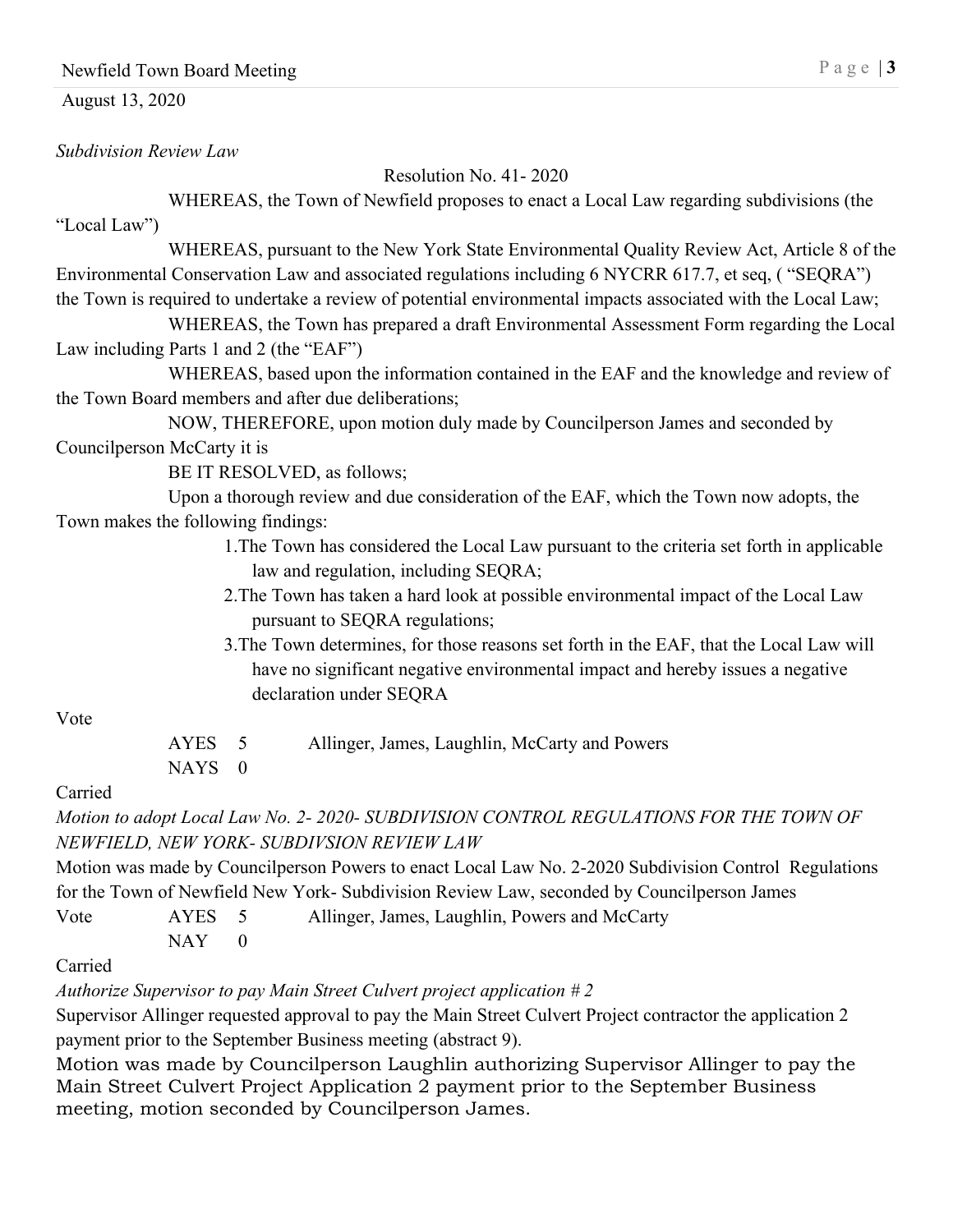August 13, 2020

*Subdivision Review Law*

Resolution No. 41- 2020

WHEREAS, the Town of Newfield proposes to enact a Local Law regarding subdivisions (the "Local Law")

WHEREAS, pursuant to the New York State Environmental Quality Review Act, Article 8 of the Environmental Conservation Law and associated regulations including 6 NYCRR 617.7, et seq, ( "SEQRA") the Town is required to undertake a review of potential environmental impacts associated with the Local Law;

WHEREAS, the Town has prepared a draft Environmental Assessment Form regarding the Local Law including Parts 1 and 2 (the "EAF")

WHEREAS, based upon the information contained in the EAF and the knowledge and review of the Town Board members and after due deliberations;

NOW, THEREFORE, upon motion duly made by Councilperson James and seconded by Councilperson McCarty it is

BE IT RESOLVED, as follows;

Upon a thorough review and due consideration of the EAF, which the Town now adopts, the Town makes the following findings:

1. The Town has considered the Local Law pursuant to the criteria set forth in applicable law and regulation, including SEQRA;
2. The Town has taken a hard look at possible environmental impact of the Local Law pursuant to SEQRA regulations;
3. The Town determines, for those reasons set forth in the EAF, that the Local Law will have no significant negative environmental impact and hereby issues a negative declaration under SEQRA

Vote

AYES 5 Allinger, James, Laughlin, McCarty and Powers
NAYS 0

Carried

*Motion to adopt Local Law No. 2- 2020- SUBDIVISION CONTROL REGULATIONS FOR THE TOWN OF NEWFIELD, NEW YORK- SUBDIVSION REVIEW LAW*

Motion was made by Councilperson Powers to enact Local Law No. 2-2020 Subdivision Control Regulations for the Town of Newfield New York- Subdivision Review Law, seconded by Councilperson James

Vote AYES 5 Allinger, James, Laughlin, Powers and McCarty
NAY 0

Carried

*Authorize Supervisor to pay Main Street Culvert project application # 2*

Supervisor Allinger requested approval to pay the Main Street Culvert Project contractor the application 2 payment prior to the September Business meeting (abstract 9).

Motion was made by Councilperson Laughlin authorizing Supervisor Allinger to pay the Main Street Culvert Project Application 2 payment prior to the September Business meeting, motion seconded by Councilperson James.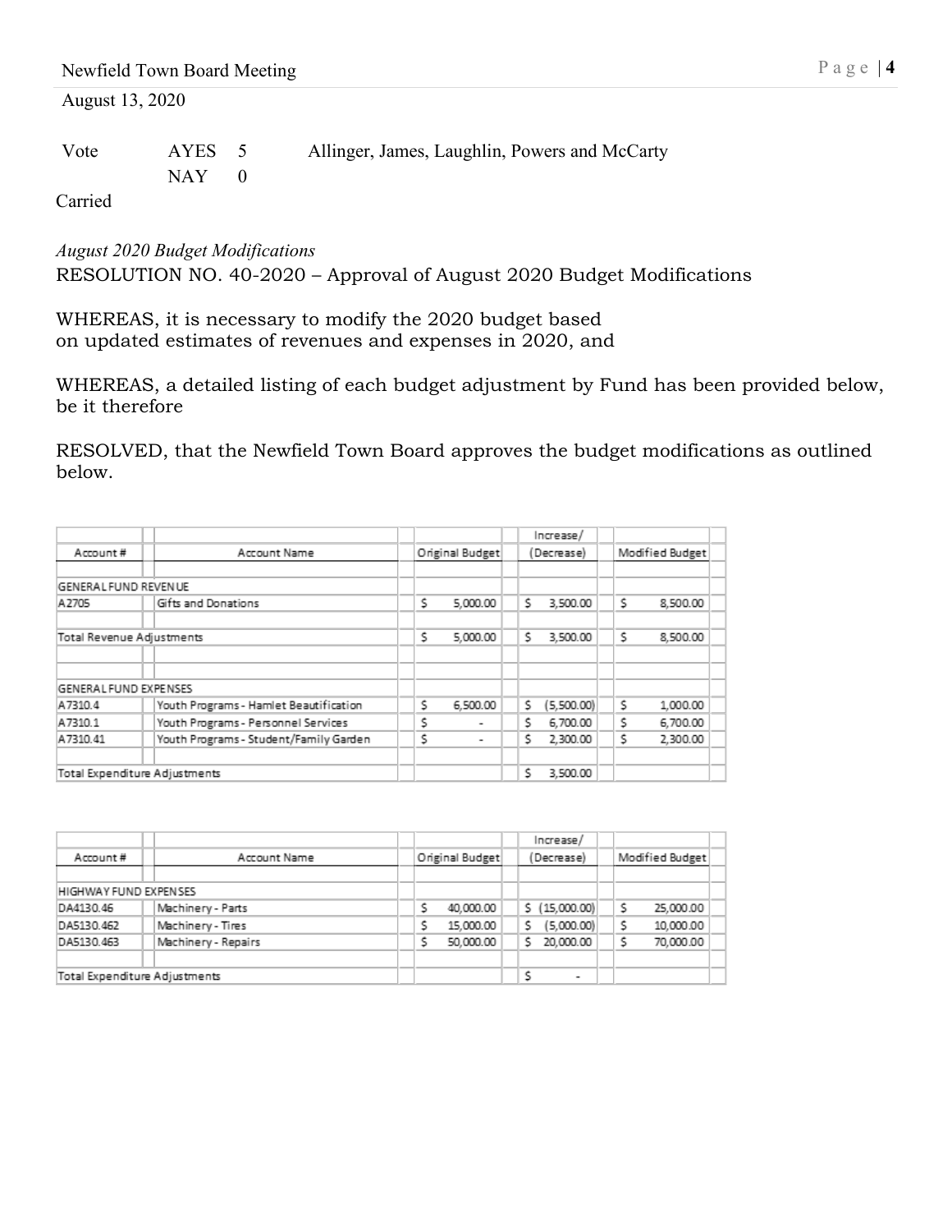Vote AYES 5 Allinger, James, Laughlin, Powers and McCarty
NAY 0

Carried

*August 2020 Budget Modifications*

RESOLUTION NO. 40-2020 – Approval of August 2020 Budget Modifications

WHEREAS, it is necessary to modify the 2020 budget based on updated estimates of revenues and expenses in 2020, and

WHEREAS, a detailed listing of each budget adjustment by Fund has been provided below, be it therefore

RESOLVED, that the Newfield Town Board approves the budget modifications as outlined below.

| Account # | Account Name | Original Budget | Increase/ (Decrease) | Modified Budget |
|---|---|---|---|---|
| GENERAL FUND REVENUE | | | | |
| A2705 | Gifts and Donations | $ 5,000.00 | $ 3,500.00 | $ 8,500.00 |
| Total Revenue Adjustments | | $ 5,000.00 | $ 3,500.00 | $ 8,500.00 |
| | | | | |
| GENERAL FUND EXPENSES | | | | |
| A7310.4 | Youth Programs - Hamlet Beautification | $ 6,500.00 | $ (5,500.00) | $ 1,000.00 |
| A7310.1 | Youth Programs - Personnel Services | $ - | $ 6,700.00 | $ 6,700.00 |
| A7310.41 | Youth Programs - Student/Family Garden | $ - | $ 2,300.00 | $ 2,300.00 |
| Total Expenditure Adjustments | | | $ 3,500.00 | |

| Account # | Account Name | Original Budget | Increase/ (Decrease) | Modified Budget |
|---|---|---|---|---|
| HIGHWAY FUND EXPENSES | | | | |
| DA4130.46 | Machinery - Parts | $ 40,000.00 | $ (15,000.00) | $ 25,000.00 |
| DA5130.462 | Machinery - Tires | $ 15,000.00 | $ (5,000.00) | $ 10,000.00 |
| DA5130.463 | Machinery - Repairs | $ 50,000.00 | $ 20,000.00 | $ 70,000.00 |
| Total Expenditure Adjustments | | | $ - | |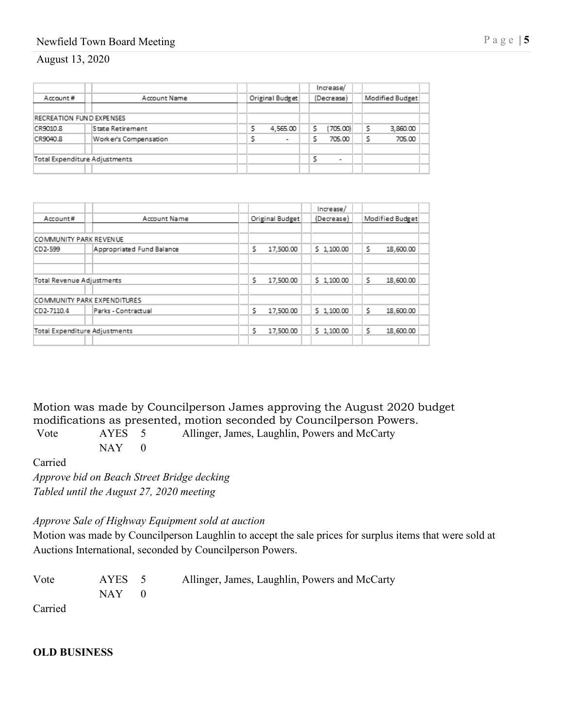| Account # | Account Name | Original Budget | Increase/ (Decrease) | Modified Budget |
|---|---|---|---|---|
| RECREATION FUND EXPENSES | | | | |
| CR9010.8 | State Retirement | $ 4,565.00 | $ (705.00) | $ 3,860.00 |
| CR9040.8 | Worker's Compensation | $ - | $ 705.00 | $ 705.00 |
| | | | | |
| Total Expenditure Adjustments | | | $ - | |

| Account# | Account Name | Original Budget | Increase/ (Decrease) | Modified Budget |
|---|---|---|---|---|
| COMMUNITY PARK REVENUE | | | | |
| CD2-599 | Appropriated Fund Balance | $ 17,500.00 | $ 1,100.00 | $ 18,600.00 |
| | | | | |
| Total Revenue Adjustments | | $ 17,500.00 | $ 1,100.00 | $ 18,600.00 |
| COMMUNITY PARK EXPENDITURES | | | | |
| CD2-7110.4 | Parks - Contractual | $ 17,500.00 | $ 1,100.00 | $ 18,600.00 |
| Total Expenditure Adjustments | | $ 17,500.00 | $ 1,100.00 | $ 18,600.00 |

Motion was made by Councilperson James approving the August 2020 budget modifications as presented, motion seconded by Councilperson Powers.

Vote AYES 5 Allinger, James, Laughlin, Powers and McCarty
NAY 0

Carried

*Approve bid on Beach Street Bridge decking*
*Tabled until the August 27, 2020 meeting*

*Approve Sale of Highway Equipment sold at auction*

Motion was made by Councilperson Laughlin to accept the sale prices for surplus items that were sold at Auctions International, seconded by Councilperson Powers.

Vote AYES 5 Allinger, James, Laughlin, Powers and McCarty
NAY 0

Carried

**OLD BUSINESS**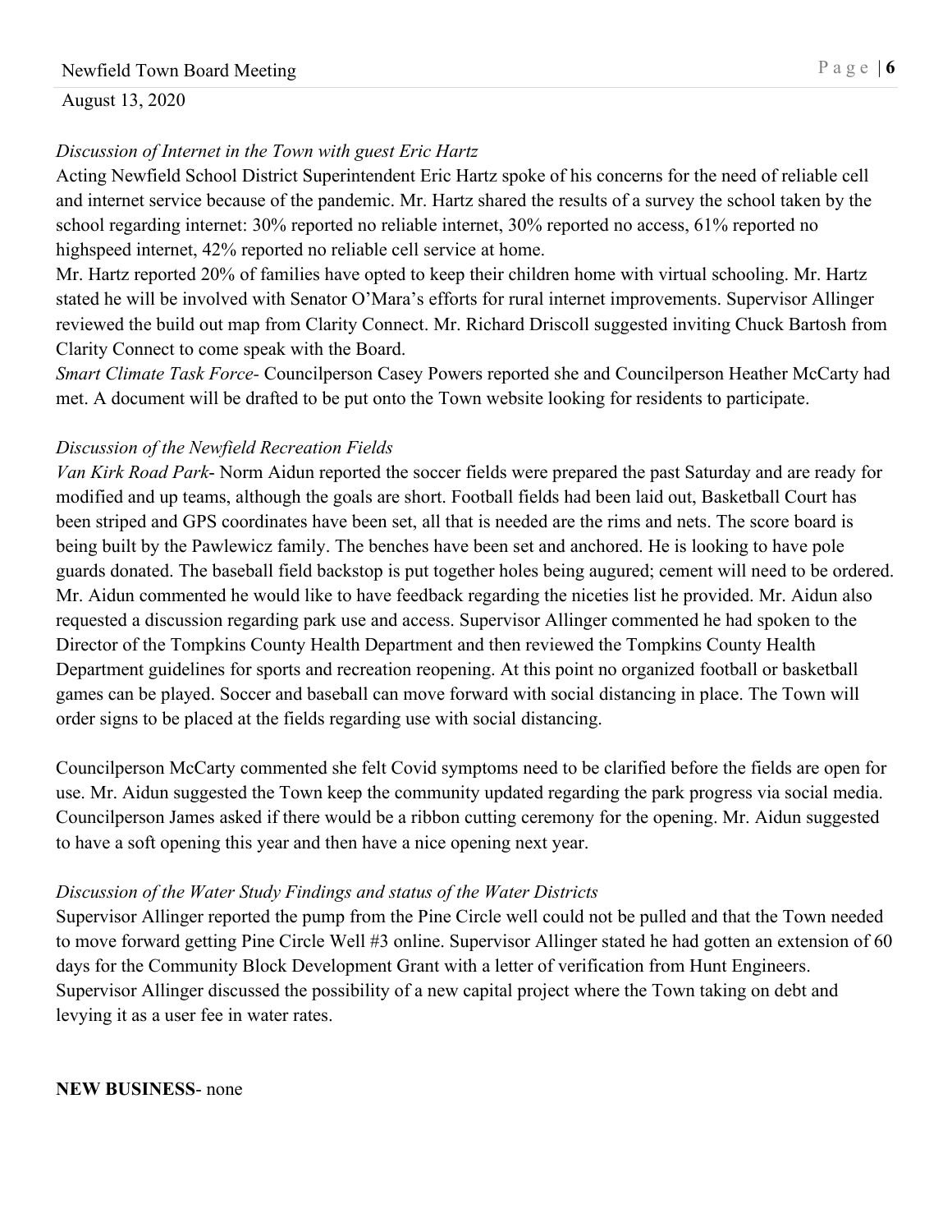*Discussion of Internet in the Town with guest Eric Hartz*

Acting Newfield School District Superintendent Eric Hartz spoke of his concerns for the need of reliable cell and internet service because of the pandemic. Mr. Hartz shared the results of a survey the school taken by the school regarding internet: 30% reported no reliable internet, 30% reported no access, 61% reported no highspeed internet, 42% reported no reliable cell service at home.

Mr. Hartz reported 20% of families have opted to keep their children home with virtual schooling. Mr. Hartz stated he will be involved with Senator O'Mara's efforts for rural internet improvements. Supervisor Allinger reviewed the build out map from Clarity Connect. Mr. Richard Driscoll suggested inviting Chuck Bartosh from Clarity Connect to come speak with the Board.

*Smart Climate Task Force-* Councilperson Casey Powers reported she and Councilperson Heather McCarty had met. A document will be drafted to be put onto the Town website looking for residents to participate.

*Discussion of the Newfield Recreation Fields*

*Van Kirk Road Park-* Norm Aidun reported the soccer fields were prepared the past Saturday and are ready for modified and up teams, although the goals are short. Football fields had been laid out, Basketball Court has been striped and GPS coordinates have been set, all that is needed are the rims and nets. The score board is being built by the Pawlewicz family. The benches have been set and anchored. He is looking to have pole guards donated. The baseball field backstop is put together holes being augured; cement will need to be ordered. Mr. Aidun commented he would like to have feedback regarding the niceties list he provided. Mr. Aidun also requested a discussion regarding park use and access. Supervisor Allinger commented he had spoken to the Director of the Tompkins County Health Department and then reviewed the Tompkins County Health Department guidelines for sports and recreation reopening. At this point no organized football or basketball games can be played. Soccer and baseball can move forward with social distancing in place. The Town will order signs to be placed at the fields regarding use with social distancing.

Councilperson McCarty commented she felt Covid symptoms need to be clarified before the fields are open for use. Mr. Aidun suggested the Town keep the community updated regarding the park progress via social media. Councilperson James asked if there would be a ribbon cutting ceremony for the opening. Mr. Aidun suggested to have a soft opening this year and then have a nice opening next year.

*Discussion of the Water Study Findings and status of the Water Districts*

Supervisor Allinger reported the pump from the Pine Circle well could not be pulled and that the Town needed to move forward getting Pine Circle Well #3 online. Supervisor Allinger stated he had gotten an extension of 60 days for the Community Block Development Grant with a letter of verification from Hunt Engineers. Supervisor Allinger discussed the possibility of a new capital project where the Town taking on debt and levying it as a user fee in water rates.

**NEW BUSINESS**- none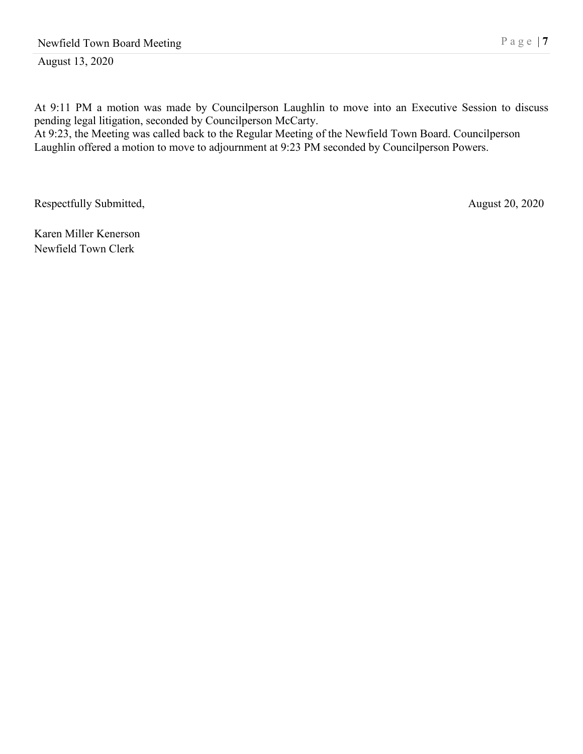At 9:11 PM a motion was made by Councilperson Laughlin to move into an Executive Session to discuss pending legal litigation, seconded by Councilperson McCarty.
At 9:23, the Meeting was called back to the Regular Meeting of the Newfield Town Board. Councilperson Laughlin offered a motion to move to adjournment at 9:23 PM seconded by Councilperson Powers.

Respectfully Submitted, August 20, 2020

Karen Miller Kenerson
Newfield Town Clerk